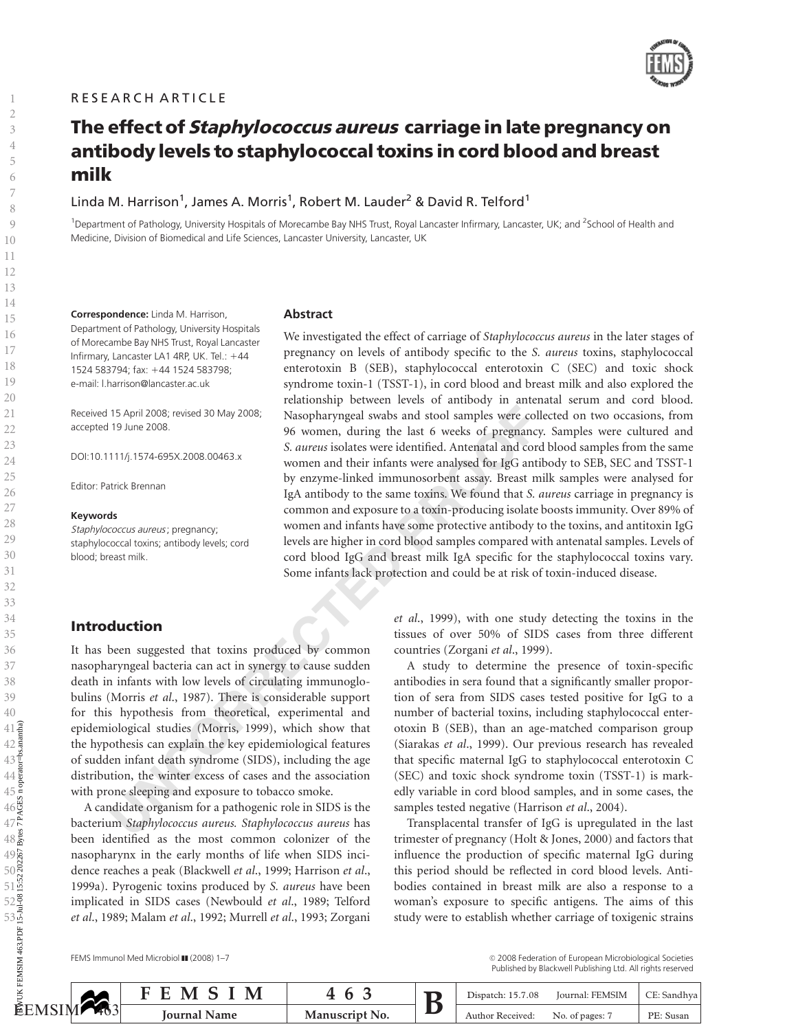RESEARCH ARTICLE

# The effect of *Staphylococcus aureus* carriage in late pregnancy on antibody levels to staphylococcal toxins in cord blood and breast milk

Linda M. Harrison[1], James A. Morris[1], Robert M. Lauder[2] & David R. Telford[1]

[1]Department of Pathology, University Hospitals of Morecambe Bay NHS Trust, Royal Lancaster Infirmary, Lancaster, UK; and [2]School of Health and Medicine, Division of Biomedical and Life Sciences, Lancaster University, Lancaster, UK

**Correspondence:** Linda M. Harrison, Department of Pathology, University Hospitals of Morecambe Bay NHS Trust, Royal Lancaster Infirmary, Lancaster LA1 4RP, UK. Tel.: +44 1524 583794; fax: +44 1524 583798; e-mail: l.harrison@lancaster.ac.uk

Received 15 April 2008; revised 30 May 2008; accepted 19 June 2008.

DOI:10.1111/j.1574-695X.2008.00463.x

Editor: Patrick Brennan

**Keywords**
*Staphylococcus aureus*; pregnancy; staphylococcal toxins; antibody levels; cord blood; breast milk.

## Abstract

We investigated the effect of carriage of *Staphylococcus aureus* in the later stages of pregnancy on levels of antibody specific to the *S. aureus* toxins, staphylococcal enterotoxin B (SEB), staphylococcal enterotoxin C (SEC) and toxic shock syndrome toxin-1 (TSST-1), in cord blood and breast milk and also explored the relationship between levels of antibody in antenatal serum and cord blood. Nasopharyngeal swabs and stool samples were collected on two occasions, from 96 women, during the last 6 weeks of pregnancy. Samples were cultured and *S. aureus* isolates were identified. Antenatal and cord blood samples from the same women and their infants were analysed for IgG antibody to SEB, SEC and TSST-1 by enzyme-linked immunosorbent assay. Breast milk samples were analysed for IgA antibody to the same toxins. We found that *S. aureus* carriage in pregnancy is common and exposure to a toxin-producing isolate boosts immunity. Over 89% of women and infants have some protective antibody to the toxins, and antitoxin IgG levels are higher in cord blood samples compared with antenatal samples. Levels of cord blood IgG and breast milk IgA specific for the staphylococcal toxins vary. Some infants lack protection and could be at risk of toxin-induced disease.

## Introduction

It has been suggested that toxins produced by common nasopharyngeal bacteria can act in synergy to cause sudden death in infants with low levels of circulating immunoglobulins (Morris *et al*., 1987). There is considerable support for this hypothesis from theoretical, experimental and epidemiological studies (Morris, 1999), which show that the hypothesis can explain the key epidemiological features of sudden infant death syndrome (SIDS), including the age distribution, the winter excess of cases and the association with prone sleeping and exposure to tobacco smoke.

A candidate organism for a pathogenic role in SIDS is the bacterium *Staphylococcus aureus*. *Staphylococcus aureus* has been identified as the most common colonizer of the nasopharynx in the early months of life when SIDS incidence reaches a peak (Blackwell *et al*., 1999; Harrison *et al*., 1999a). Pyrogenic toxins produced by *S. aureus* have been implicated in SIDS cases (Newbould *et al*., 1989; Telford *et al*., 1989; Malam *et al*., 1992; Murrell *et al*., 1993; Zorgani *et al*., 1999), with one study detecting the toxins in the tissues of over 50% of SIDS cases from three different countries (Zorgani *et al*., 1999).

A study to determine the presence of toxin-specific antibodies in sera found that a significantly smaller proportion of sera from SIDS cases tested positive for IgG to a number of bacterial toxins, including staphylococcal enterotoxin B (SEB), than an age-matched comparison group (Siarakas *et al*., 1999). Our previous research has revealed that specific maternal IgG to staphylococcal enterotoxin C (SEC) and toxic shock syndrome toxin (TSST-1) is markedly variable in cord blood samples, and in some cases, the samples tested negative (Harrison *et al*., 2004).

Transplacental transfer of IgG is upregulated in the last trimester of pregnancy (Holt & Jones, 2000) and factors that influence the production of specific maternal IgG during this period should be reflected in cord blood levels. Antibodies contained in breast milk are also a response to a woman's exposure to specific antigens. The aims of this study were to establish whether carriage of toxigenic strains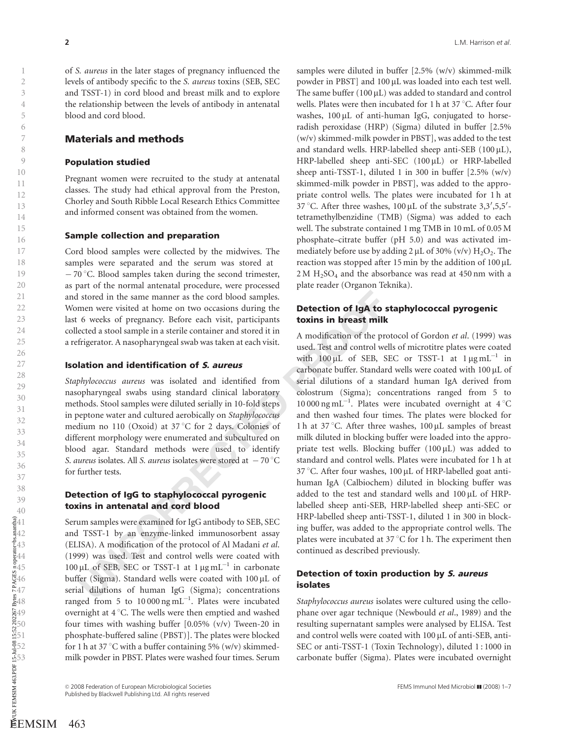of *S. aureus* in the later stages of pregnancy influenced the levels of antibody specific to the *S. aureus* toxins (SEB, SEC and TSST-1) in cord blood and breast milk and to explore the relationship between the levels of antibody in antenatal blood and cord blood.

## Materials and methods

### Population studied

Pregnant women were recruited to the study at antenatal classes. The study had ethical approval from the Preston, Chorley and South Ribble Local Research Ethics Committee and informed consent was obtained from the women.

### Sample collection and preparation

Cord blood samples were collected by the midwives. The samples were separated and the serum was stored at − 70 °C. Blood samples taken during the second trimester, as part of the normal antenatal procedure, were processed and stored in the same manner as the cord blood samples. Women were visited at home on two occasions during the last 6 weeks of pregnancy. Before each visit, participants collected a stool sample in a sterile container and stored it in a refrigerator. A nasopharyngeal swab was taken at each visit.

### Isolation and identification of *S. aureus*

*Staphylococcus aureus* was isolated and identified from nasopharyngeal swabs using standard clinical laboratory methods. Stool samples were diluted serially in 10-fold steps in peptone water and cultured aerobically on *Staphylococcus* medium no 110 (Oxoid) at 37 °C for 2 days. Colonies of different morphology were enumerated and subcultured on blood agar. Standard methods were used to identify *S. aureus* isolates. All *S. aureus* isolates were stored at − 70 °C for further tests.

### Detection of IgG to staphylococcal pyrogenic toxins in antenatal and cord blood

Serum samples were examined for IgG antibody to SEB, SEC and TSST-1 by an enzyme-linked immunosorbent assay (ELISA). A modification of the protocol of Al Madani *et al*. (1999) was used. Test and control wells were coated with 100 μL of SEB, SEC or TSST-1 at 1 μg mL$^{-1}$ in carbonate buffer (Sigma). Standard wells were coated with 100 μL of serial dilutions of human IgG (Sigma); concentrations ranged from 5 to 10 000 ng mL$^{-1}$. Plates were incubated overnight at 4 °C. The wells were then emptied and washed four times with washing buffer [0.05% (v/v) Tween-20 in phosphate-buffered saline (PBST)]. The plates were blocked for 1 h at 37 °C with a buffer containing 5% (w/v) skimmed-milk powder in PBST. Plates were washed four times. Serum samples were diluted in buffer [2.5% (w/v) skimmed-milk powder in PBST] and 100 μL was loaded into each test well. The same buffer (100 μL) was added to standard and control wells. Plates were then incubated for 1 h at 37 °C. After four washes, 100 μL of anti-human IgG, conjugated to horseradish peroxidase (HRP) (Sigma) diluted in buffer [2.5% (w/v) skimmed-milk powder in PBST], was added to the test and standard wells. HRP-labelled sheep anti-SEB (100 μL), HRP-labelled sheep anti-SEC (100 μL) or HRP-labelled sheep anti-TSST-1, diluted 1 in 300 in buffer [2.5% (w/v) skimmed-milk powder in PBST], was added to the appropriate control wells. The plates were incubated for 1 h at 37 °C. After three washes, 100 μL of the substrate 3,3′,5,5′-tetramethylbenzidine (TMB) (Sigma) was added to each well. The substrate contained 1 mg TMB in 10 mL of 0.05 M phosphate–citrate buffer (pH 5.0) and was activated immediately before use by adding 2 μL of 30% (v/v) $H_2O_2$. The reaction was stopped after 15 min by the addition of 100 μL 2 M $H_2SO_4$ and the absorbance was read at 450 nm with a plate reader (Organon Teknika).

### Detection of IgA to staphylococcal pyrogenic toxins in breast milk

A modification of the protocol of Gordon *et al*. (1999) was used. Test and control wells of microtitre plates were coated with 100 μL of SEB, SEC or TSST-1 at 1 μg mL$^{-1}$ in carbonate buffer. Standard wells were coated with 100 μL of serial dilutions of a standard human IgA derived from colostrum (Sigma); concentrations ranged from 5 to 10 000 ng mL$^{-1}$. Plates were incubated overnight at 4 °C and then washed four times. The plates were blocked for 1 h at 37 °C. After three washes, 100 μL samples of breast milk diluted in blocking buffer were loaded into the appropriate test wells. Blocking buffer (100 μL) was added to standard and control wells. Plates were incubated for 1 h at 37 °C. After four washes, 100 μL of HRP-labelled goat anti-human IgA (Calbiochem) diluted in blocking buffer was added to the test and standard wells and 100 μL of HRP-labelled sheep anti-SEB, HRP-labelled sheep anti-SEC or HRP-labelled sheep anti-TSST-1, diluted 1 in 300 in blocking buffer, was added to the appropriate control wells. The plates were incubated at 37 °C for 1 h. The experiment then continued as described previously.

### Detection of toxin production by *S. aureus* isolates

*Staphylococcus aureus* isolates were cultured using the cellophane over agar technique (Newbould *et al*., 1989) and the resulting supernatant samples were analysed by ELISA. Test and control wells were coated with 100 μL of anti-SEB, anti-SEC or anti-TSST-1 (Toxin Technology), diluted 1 : 1000 in carbonate buffer (Sigma). Plates were incubated overnight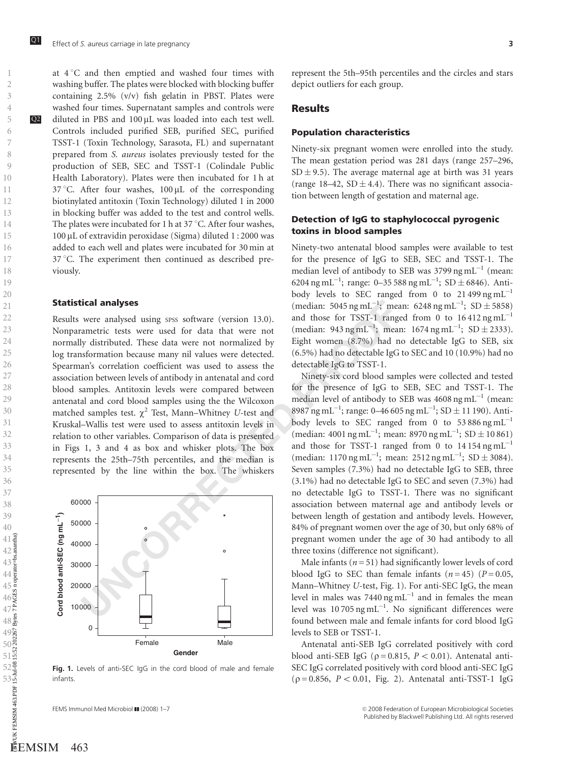at 4 °C and then emptied and washed four times with washing buffer. The plates were blocked with blocking buffer containing 2.5% (v/v) fish gelatin in PBST. Plates were washed four times. Supernatant samples and controls were diluted in PBS and 100 μL was loaded into each test well. Controls included purified SEB, purified SEC, purified TSST-1 (Toxin Technology, Sarasota, FL) and supernatant prepared from *S. aureus* isolates previously tested for the production of SEB, SEC and TSST-1 (Colindale Public Health Laboratory). Plates were then incubated for 1 h at 37 °C. After four washes, 100 μL of the corresponding biotinylated antitoxin (Toxin Technology) diluted 1 in 2000 in blocking buffer was added to the test and control wells. The plates were incubated for 1 h at 37 °C. After four washes, 100 μL of extravidin peroxidase (Sigma) diluted 1 : 2000 was added to each well and plates were incubated for 30 min at 37 °C. The experiment then continued as described previously.

### Statistical analyses

Results were analysed using SPSS software (version 13.0). Nonparametric tests were used for data that were not normally distributed. These data were not normalized by log transformation because many nil values were detected. Spearman's correlation coefficient was used to assess the association between levels of antibody in antenatal and cord blood samples. Antitoxin levels were compared between antenatal and cord blood samples using the the Wilcoxon matched samples test. $\chi^2$ Test, Mann–Whitney *U*-test and Kruskal–Wallis test were used to assess antitoxin levels in relation to other variables. Comparison of data is presented in Figs 1, 3 and 4 as box and whisker plots. The box represents the 25th–75th percentiles, and the median is represented by the line within the box. The whiskers represent the 5th–95th percentiles and the circles and stars depict outliers for each group.

Fig. 1. Levels of anti-SEC IgG in the cord blood of male and female infants.

## Results

### Population characteristics

Ninety-six pregnant women were enrolled into the study. The mean gestation period was 281 days (range 257–296, SD ± 9.5). The average maternal age at birth was 31 years (range 18–42, SD ± 4.4). There was no significant association between length of gestation and maternal age.

### Detection of IgG to staphylococcal pyrogenic toxins in blood samples

Ninety-two antenatal blood samples were available to test for the presence of IgG to SEB, SEC and TSST-1. The median level of antibody to SEB was 3799 ng mL$^{-1}$ (mean: 6204 ng mL$^{-1}$; range: 0–35 588 ng mL$^{-1}$; SD ± 6846). Antibody levels to SEC ranged from 0 to 21 499 ng mL$^{-1}$ (median: 5045 ng mL$^{-1}$; mean: 6248 ng mL$^{-1}$; SD ± 5858) and those for TSST-1 ranged from 0 to 16 412 ng mL$^{-1}$ (median: 943 ng mL$^{-1}$; mean: 1674 ng mL$^{-1}$; SD ± 2333). Eight women (8.7%) had no detectable IgG to SEB, six (6.5%) had no detectable IgG to SEC and 10 (10.9%) had no detectable IgG to TSST-1.

Ninety-six cord blood samples were collected and tested for the presence of IgG to SEB, SEC and TSST-1. The median level of antibody to SEB was 4608 ng mL$^{-1}$ (mean: 8987 ng mL$^{-1}$; range: 0–46 605 ng mL$^{-1}$; SD ± 11 190). Antibody levels to SEC ranged from 0 to 53 886 ng mL$^{-1}$ (median: 4001 ng mL$^{-1}$; mean: 8970 ng mL$^{-1}$; SD ± 10 861) and those for TSST-1 ranged from 0 to 14 154 ng mL$^{-1}$ (median: 1170 ng mL$^{-1}$; mean: 2512 ng mL$^{-1}$; SD ± 3084). Seven samples (7.3%) had no detectable IgG to SEB, three (3.1%) had no detectable IgG to SEC and seven (7.3%) had no detectable IgG to TSST-1. There was no significant association between maternal age and antibody levels or between length of gestation and antibody levels. However, 84% of pregnant women over the age of 30, but only 68% of pregnant women under the age of 30 had antibody to all three toxins (difference not significant).

Male infants ($n = 51$) had significantly lower levels of cord blood IgG to SEC than female infants ($n = 45$) ($P = 0.05$, Mann–Whitney *U*-test, Fig. 1). For anti-SEC IgG, the mean level in males was 7440 ng mL$^{-1}$ and in females the mean level was 10 705 ng mL$^{-1}$. No significant differences were found between male and female infants for cord blood IgG levels to SEB or TSST-1.

Antenatal anti-SEB IgG correlated positively with cord blood anti-SEB IgG ($\rho = 0.815$, $P < 0.01$). Antenatal anti-SEC IgG correlated positively with cord blood anti-SEC IgG ($\rho = 0.856$, $P < 0.01$, Fig. 2). Antenatal anti-TSST-1 IgG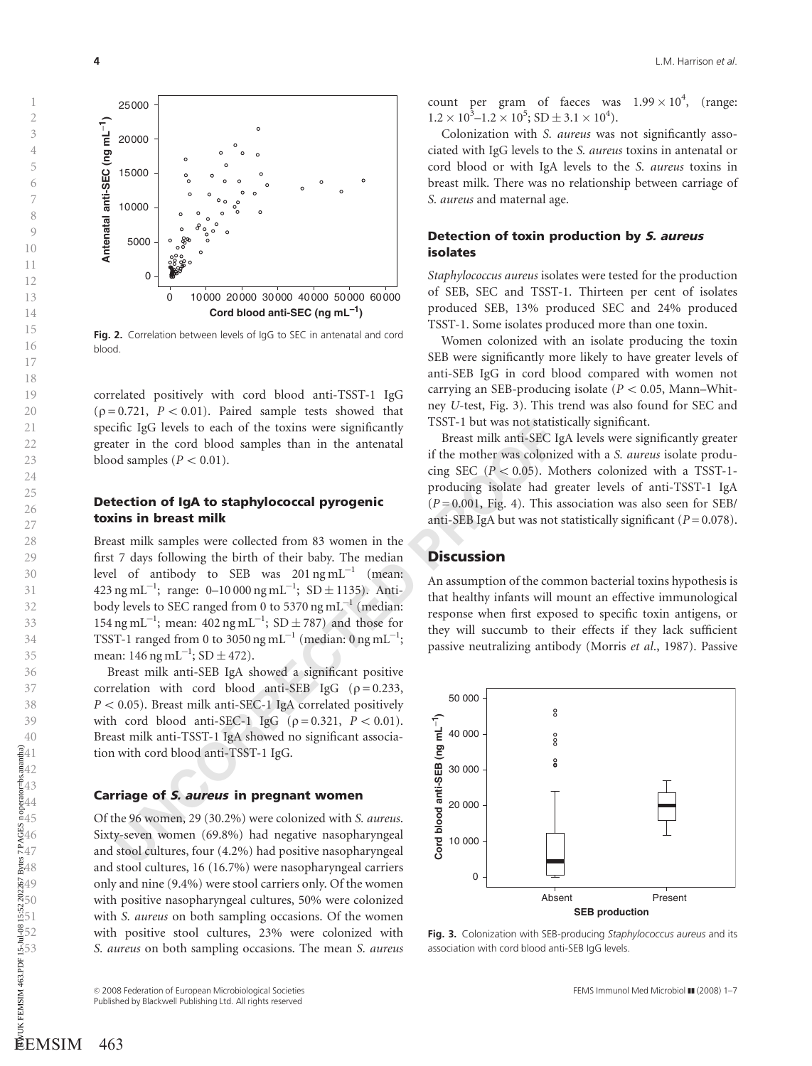Fig. 2. Correlation between levels of IgG to SEC in antenatal and cord blood.

correlated positively with cord blood anti-TSST-1 IgG ($\rho = 0.721$, $P < 0.01$). Paired sample tests showed that specific IgG levels to each of the toxins were significantly greater in the cord blood samples than in the antenatal blood samples ($P < 0.01$).

### Detection of IgA to staphylococcal pyrogenic toxins in breast milk

Breast milk samples were collected from 83 women in the first 7 days following the birth of their baby. The median level of antibody to SEB was 201 ng $mL^{-1}$ (mean: 423 ng $mL^{-1}$; range: 0–10 000 ng $mL^{-1}$; SD $\pm$ 1135). Antibody levels to SEC ranged from 0 to 5370 ng $mL^{-1}$ (median: 154 ng $mL^{-1}$; mean: 402 ng $mL^{-1}$; SD $\pm$ 787) and those for TSST-1 ranged from 0 to 3050 ng $mL^{-1}$ (median: 0 ng $mL^{-1}$; mean: 146 ng $mL^{-1}$; SD $\pm$ 472).

Breast milk anti-SEB IgA showed a significant positive correlation with cord blood anti-SEB IgG ($\rho = 0.233$, $P < 0.05$). Breast milk anti-SEC-1 IgA correlated positively with cord blood anti-SEC-1 IgG ($\rho = 0.321$, $P < 0.01$). Breast milk anti-TSST-1 IgA showed no significant association with cord blood anti-TSST-1 IgG.

### Carriage of *S. aureus* in pregnant women

Of the 96 women, 29 (30.2%) were colonized with *S. aureus*. Sixty-seven women (69.8%) had negative nasopharyngeal and stool cultures, four (4.2%) had positive nasopharyngeal and stool cultures, 16 (16.7%) were nasopharyngeal carriers only and nine (9.4%) were stool carriers only. Of the women with positive nasopharyngeal cultures, 50% were colonized with *S. aureus* on both sampling occasions. Of the women with positive stool cultures, 23% were colonized with *S. aureus* on both sampling occasions. The mean *S. aureus* count per gram of faeces was $1.99 \times 10^4$, (range: $1.2 \times 10^3$–$1.2 \times 10^5$; SD $\pm 3.1 \times 10^4$).

Colonization with *S. aureus* was not significantly associated with IgG levels to the *S. aureus* toxins in antenatal or cord blood or with IgA levels to the *S. aureus* toxins in breast milk. There was no relationship between carriage of *S. aureus* and maternal age.

### Detection of toxin production by *S. aureus* isolates

*Staphylococcus aureus* isolates were tested for the production of SEB, SEC and TSST-1. Thirteen per cent of isolates produced SEB, 13% produced SEC and 24% produced TSST-1. Some isolates produced more than one toxin.

Women colonized with an isolate producing the toxin SEB were significantly more likely to have greater levels of anti-SEB IgG in cord blood compared with women not carrying an SEB-producing isolate ($P < 0.05$, Mann–Whitney *U*-test, Fig. 3). This trend was also found for SEC and TSST-1 but was not statistically significant.

Breast milk anti-SEC IgA levels were significantly greater if the mother was colonized with a *S. aureus* isolate producing SEC ($P < 0.05$). Mothers colonized with a TSST-1-producing isolate had greater levels of anti-TSST-1 IgA ($P = 0.001$, Fig. 4). This association was also seen for SEB/anti-SEB IgA but was not statistically significant ($P = 0.078$).

## Discussion

An assumption of the common bacterial toxins hypothesis is that healthy infants will mount an effective immunological response when first exposed to specific toxin antigens, or they will succumb to their effects if they lack sufficient passive neutralizing antibody (Morris *et al.*, 1987). Passive

Fig. 3. Colonization with SEB-producing *Staphylococcus aureus* and its association with cord blood anti-SEB IgG levels.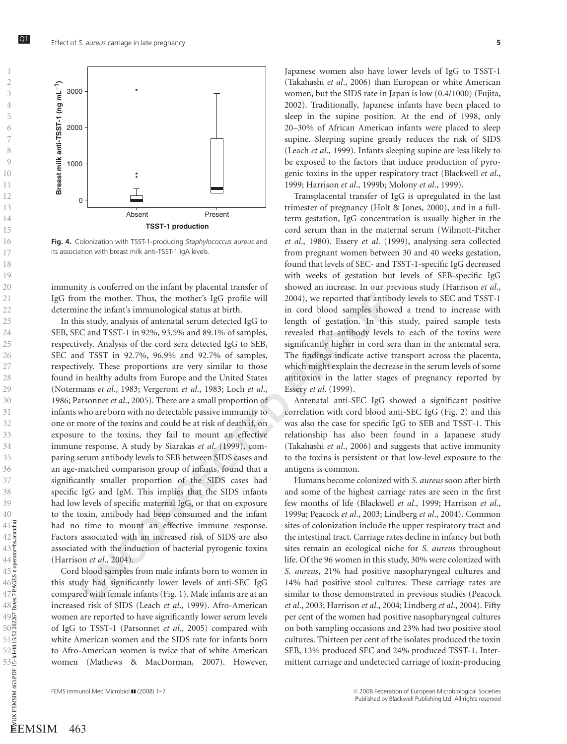Fig. 4. Colonization with TSST-1-producing *Staphylococcus aureus* and its association with breast milk anti-TSST-1 IgA levels.

immunity is conferred on the infant by placental transfer of IgG from the mother. Thus, the mother's IgG profile will determine the infant's immunological status at birth.

In this study, analysis of antenatal serum detected IgG to SEB, SEC and TSST-1 in 92%, 93.5% and 89.1% of samples, respectively. Analysis of the cord sera detected IgG to SEB, SEC and TSST in 92.7%, 96.9% and 92.7% of samples, respectively. These proportions are very similar to those found in healthy adults from Europe and the United States (Notermans *et al*., 1983; Vergeront *et al*., 1983; Loch *et al*., 1986; Parsonnet *et al*., 2005). There are a small proportion of infants who are born with no detectable passive immunity to one or more of the toxins and could be at risk of death if, on exposure to the toxins, they fail to mount an effective immune response. A study by Siarakas *et al*. (1999), comparing serum antibody levels to SEB between SIDS cases and an age-matched comparison group of infants, found that a significantly smaller proportion of the SIDS cases had specific IgG and IgM. This implies that the SIDS infants had low levels of specific maternal IgG, or that on exposure to the toxin, antibody had been consumed and the infant had no time to mount an effective immune response. Factors associated with an increased risk of SIDS are also associated with the induction of bacterial pyrogenic toxins (Harrison *et al*., 2004).

Cord blood samples from male infants born to women in this study had significantly lower levels of anti-SEC IgG compared with female infants (Fig. 1). Male infants are at an increased risk of SIDS (Leach *et al*., 1999). Afro-American women are reported to have significantly lower serum levels of IgG to TSST-1 (Parsonnet *et al*., 2005) compared with white American women and the SIDS rate for infants born to Afro-American women is twice that of white American women (Mathews & MacDorman, 2007). However, Japanese women also have lower levels of IgG to TSST-1 (Takahashi *et al*., 2006) than European or white American women, but the SIDS rate in Japan is low (0.4/1000) (Fujita, 2002). Traditionally, Japanese infants have been placed to sleep in the supine position. At the end of 1998, only 20–30% of African American infants were placed to sleep supine. Sleeping supine greatly reduces the risk of SIDS (Leach *et al*., 1999). Infants sleeping supine are less likely to be exposed to the factors that induce production of pyrogenic toxins in the upper respiratory tract (Blackwell *et al*., 1999; Harrison *et al*., 1999b; Molony *et al*., 1999).

Transplacental transfer of IgG is upregulated in the last trimester of pregnancy (Holt & Jones, 2000), and in a full-term gestation, IgG concentration is usually higher in the cord serum than in the maternal serum (Wilmott-Pitcher *et al*., 1980). Essery *et al*. (1999), analysing sera collected from pregnant women between 30 and 40 weeks gestation, found that levels of SEC- and TSST-1-specific IgG decreased with weeks of gestation but levels of SEB-specific IgG showed an increase. In our previous study (Harrison *et al*., 2004), we reported that antibody levels to SEC and TSST-1 in cord blood samples showed a trend to increase with length of gestation. In this study, paired sample tests revealed that antibody levels to each of the toxins were significantly higher in cord sera than in the antenatal sera. The findings indicate active transport across the placenta, which might explain the decrease in the serum levels of some antitoxins in the latter stages of pregnancy reported by Essery *et al*. (1999).

Antenatal anti-SEC IgG showed a significant positive correlation with cord blood anti-SEC IgG (Fig. 2) and this was also the case for specific IgG to SEB and TSST-1. This relationship has also been found in a Japanese study (Takahashi *et al*., 2006) and suggests that active immunity to the toxins is persistent or that low-level exposure to the antigens is common.

Humans become colonized with *S. aureus* soon after birth and some of the highest carriage rates are seen in the first few months of life (Blackwell *et al*., 1999; Harrison *et al*., 1999a; Peacock *et al*., 2003; Lindberg *et al*., 2004). Common sites of colonization include the upper respiratory tract and the intestinal tract. Carriage rates decline in infancy but both sites remain an ecological niche for *S. aureus* throughout life. Of the 96 women in this study, 30% were colonized with *S. aureus*, 21% had positive nasopharyngeal cultures and 14% had positive stool cultures. These carriage rates are similar to those demonstrated in previous studies (Peacock *et al*., 2003; Harrison *et al*., 2004; Lindberg *et al*., 2004). Fifty per cent of the women had positive nasopharyngeal cultures on both sampling occasions and 23% had two positive stool cultures. Thirteen per cent of the isolates produced the toxin SEB, 13% produced SEC and 24% produced TSST-1. Intermittent carriage and undetected carriage of toxin-producing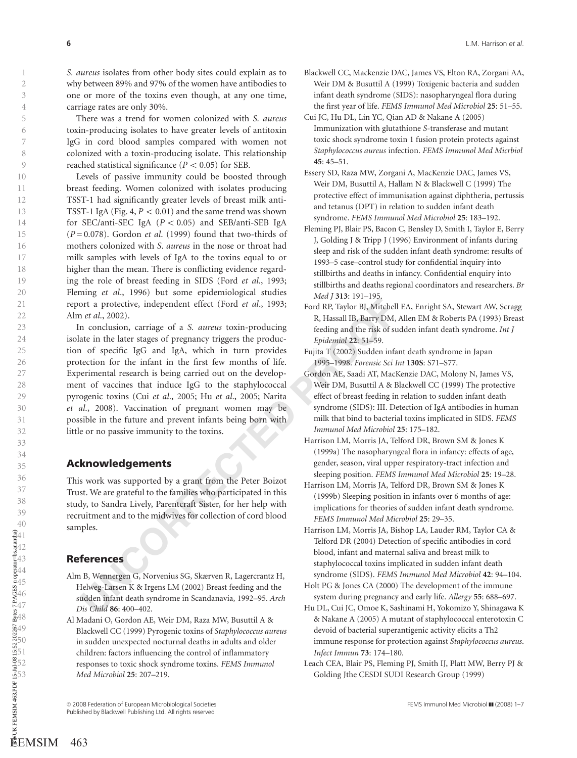*S. aureus* isolates from other body sites could explain as to why between 89% and 97% of the women have antibodies to one or more of the toxins even though, at any one time, carriage rates are only 30%.

There was a trend for women colonized with *S. aureus* toxin-producing isolates to have greater levels of antitoxin IgG in cord blood samples compared with women not colonized with a toxin-producing isolate. This relationship reached statistical significance ($P < 0.05$) for SEB.

Levels of passive immunity could be boosted through breast feeding. Women colonized with isolates producing TSST-1 had significantly greater levels of breast milk anti-TSST-1 IgA (Fig. 4, $P < 0.01$) and the same trend was shown for SEC/anti-SEC IgA ($P < 0.05$) and SEB/anti-SEB IgA ($P = 0.078$). Gordon *et al*. (1999) found that two-thirds of mothers colonized with *S. aureus* in the nose or throat had milk samples with levels of IgA to the toxins equal to or higher than the mean. There is conflicting evidence regarding the role of breast feeding in SIDS (Ford *et al*., 1993; Fleming *et al*., 1996) but some epidemiological studies report a protective, independent effect (Ford *et al*., 1993; Alm *et al*., 2002).

In conclusion, carriage of a *S. aureus* toxin-producing isolate in the later stages of pregnancy triggers the production of specific IgG and IgA, which in turn provides protection for the infant in the first few months of life. Experimental research is being carried out on the development of vaccines that induce IgG to the staphylococcal pyrogenic toxins (Cui *et al*., 2005; Hu *et al*., 2005; Narita *et al*., 2008). Vaccination of pregnant women may be possible in the future and prevent infants being born with little or no passive immunity to the toxins.

## Acknowledgements

This work was supported by a grant from the Peter Boizot Trust. We are grateful to the families who participated in this study, to Sandra Lively, Parentcraft Sister, for her help with recruitment and to the midwives for collection of cord blood samples.

## References

Alm B, Wennergen G, Norvenius SG, Skærven R, Lagercrantz H, Helweg-Larsen K & Irgens LM (2002) Breast feeding and the sudden infant death syndrome in Scandanavia, 1992–95. *Arch Dis Child* **86**: 400–402.

Al Madani O, Gordon AE, Weir DM, Raza MW, Busuttil A & Blackwell CC (1999) Pyrogenic toxins of *Staphylococcus aureus* in sudden unexpected nocturnal deaths in adults and older children: factors influencing the control of inflammatory responses to toxic shock syndrome toxins. *FEMS Immunol Med Microbiol* **25**: 207–219.

Blackwell CC, Mackenzie DAC, James VS, Elton RA, Zorgani AA, Weir DM & Busuttil A (1999) Toxigenic bacteria and sudden infant death syndrome (SIDS): nasopharyngeal flora during the first year of life. *FEMS Immunol Med Microbiol* **25**: 51–55.

Cui JC, Hu DL, Lin YC, Qian AD & Nakane A (2005) Immunization with glutathione *S*-transferase and mutant toxic shock syndrome toxin 1 fusion protein protects against *Staphylococcus aureus* infection. *FEMS Immunol Med Micrbiol* **45**: 45–51.

Essery SD, Raza MW, Zorgani A, MacKenzie DAC, James VS, Weir DM, Busuttil A, Hallam N & Blackwell C (1999) The protective effect of immunisation against diphtheria, pertussis and tetanus (DPT) in relation to sudden infant death syndrome. *FEMS Immunol Med Microbiol* **25**: 183–192.

Fleming PJ, Blair PS, Bacon C, Bensley D, Smith I, Taylor E, Berry J, Golding J & Tripp J (1996) Environment of infants during sleep and risk of the sudden infant death syndrome: results of 1993–5 case–control study for confidential inquiry into stillbirths and deaths in infancy. Confidential enquiry into stillbirths and deaths regional coordinators and researchers. *Br Med J* **313**: 191–195.

Ford RP, Taylor BJ, Mitchell EA, Enright SA, Stewart AW, Scragg R, Hassall IB, Barry DM, Allen EM & Roberts PA (1993) Breast feeding and the risk of sudden infant death syndrome. *Int J Epidemiol* **22**: 51–59.

Fujita T (2002) Sudden infant death syndrome in Japan 1995–1998. *Forensic Sci Int* **130S**: S71–S77.

Gordon AE, Saadi AT, MacKenzie DAC, Molony N, James VS, Weir DM, Busuttil A & Blackwell CC (1999) The protective effect of breast feeding in relation to sudden infant death syndrome (SIDS): III. Detection of IgA antibodies in human milk that bind to bacterial toxins implicated in SIDS. *FEMS Immunol Med Microbiol* **25**: 175–182.

Harrison LM, Morris JA, Telford DR, Brown SM & Jones K (1999a) The nasopharyngeal flora in infancy: effects of age, gender, season, viral upper respiratory-tract infection and sleeping position. *FEMS Immunol Med Microbiol* **25**: 19–28.

Harrison LM, Morris JA, Telford DR, Brown SM & Jones K (1999b) Sleeping position in infants over 6 months of age: implications for theories of sudden infant death syndrome. *FEMS Immunol Med Microbiol* **25**: 29–35.

Harrison LM, Morris JA, Bishop LA, Lauder RM, Taylor CA & Telford DR (2004) Detection of specific antibodies in cord blood, infant and maternal saliva and breast milk to staphylococcal toxins implicated in sudden infant death syndrome (SIDS). *FEMS Immunol Med Microbiol* **42**: 94–104.

Holt PG & Jones CA (2000) The development of the immune system during pregnancy and early life. *Allergy* **55**: 688–697.

Hu DL, Cui JC, Omoe K, Sashinami H, Yokomizo Y, Shinagawa K & Nakane A (2005) A mutant of staphylococcal enterotoxin C devoid of bacterial superantigenic activity elicits a Th2 immune response for protection against *Staphylococcus aureus*. *Infect Immun* **73**: 174–180.

Leach CEA, Blair PS, Fleming PJ, Smith IJ, Platt MW, Berry PJ & Golding Jthe CESDI SUDI Research Group (1999)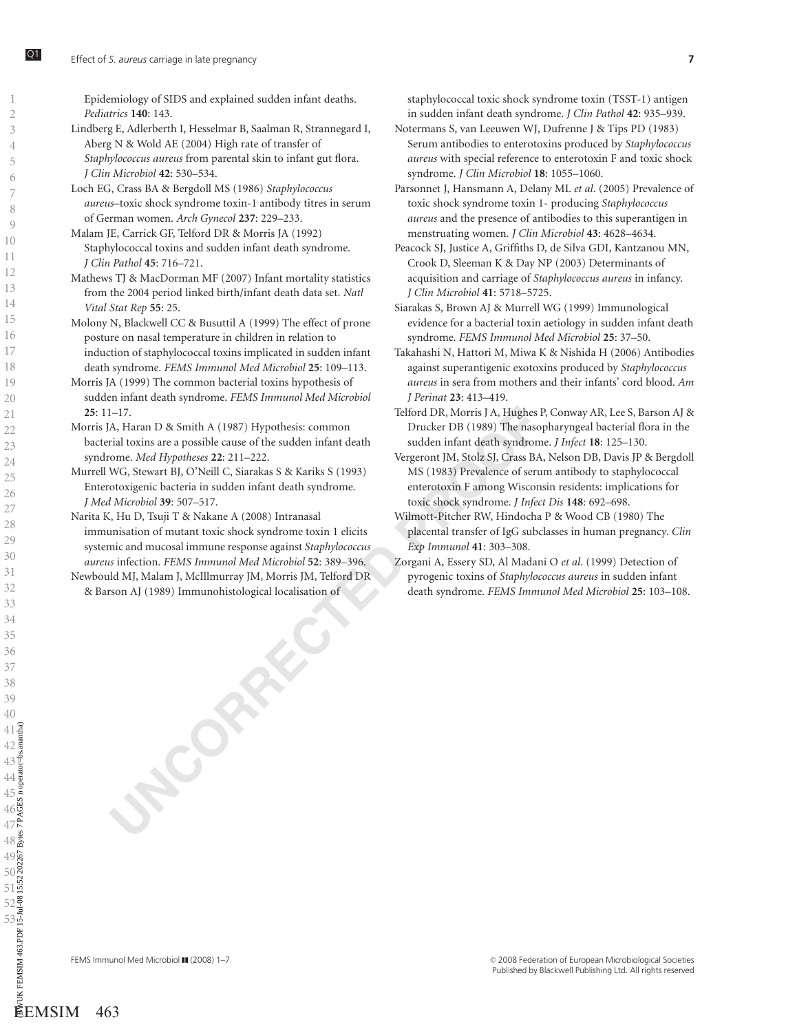Epidemiology of SIDS and explained sudden infant deaths. *Pediatrics* **140**: 143.

Lindberg E, Adlerberth I, Hesselmar B, Saalman R, Strannegard I, Aberg N & Wold AE (2004) High rate of transfer of *Staphylococcus aureus* from parental skin to infant gut flora. *J Clin Microbiol* **42**: 530–534.

Loch EG, Crass BA & Bergdoll MS (1986) *Staphylococcus aureus*–toxic shock syndrome toxin-1 antibody titres in serum of German women. *Arch Gynecol* **237**: 229–233.

Malam JE, Carrick GF, Telford DR & Morris JA (1992) Staphylococcal toxins and sudden infant death syndrome. *J Clin Pathol* **45**: 716–721.

Mathews TJ & MacDorman MF (2007) Infant mortality statistics from the 2004 period linked birth/infant death data set. *Natl Vital Stat Rep* **55**: 25.

Molony N, Blackwell CC & Busuttil A (1999) The effect of prone posture on nasal temperature in children in relation to induction of staphylococcal toxins implicated in sudden infant death syndrome. *FEMS Immunol Med Microbiol* **25**: 109–113.

Morris JA (1999) The common bacterial toxins hypothesis of sudden infant death syndrome. *FEMS Immunol Med Microbiol* **25**: 11–17.

Morris JA, Haran D & Smith A (1987) Hypothesis: common bacterial toxins are a possible cause of the sudden infant death syndrome. *Med Hypotheses* **22**: 211–222.

Murrell WG, Stewart BJ, O'Neill C, Siarakas S & Kariks S (1993) Enterotoxigenic bacteria in sudden infant death syndrome. *J Med Microbiol* **39**: 507–517.

Narita K, Hu D, Tsuji T & Nakane A (2008) Intranasal immunisation of mutant toxic shock syndrome toxin 1 elicits systemic and mucosal immune response against *Staphylococcus aureus* infection. *FEMS Immunol Med Microbiol* **52**: 389–396.

Newbould MJ, Malam J, McIllmurray JM, Morris JM, Telford DR & Barson AJ (1989) Immunohistological localisation of staphylococcal toxic shock syndrome toxin (TSST-1) antigen in sudden infant death syndrome. *J Clin Pathol* **42**: 935–939.

Notermans S, van Leeuwen WJ, Dufrenne J & Tips PD (1983) Serum antibodies to enterotoxins produced by *Staphylococcus aureus* with special reference to enterotoxin F and toxic shock syndrome. *J Clin Microbiol* **18**: 1055–1060.

Parsonnet J, Hansmann A, Delany ML *et al*. (2005) Prevalence of toxic shock syndrome toxin 1- producing *Staphylococcus aureus* and the presence of antibodies to this superantigen in menstruating women. *J Clin Microbiol* **43**: 4628–4634.

Peacock SJ, Justice A, Griffiths D, de Silva GDI, Kantzanou MN, Crook D, Sleeman K & Day NP (2003) Determinants of acquisition and carriage of *Staphylococcus aureus* in infancy. *J Clin Microbiol* **41**: 5718–5725.

Siarakas S, Brown AJ & Murrell WG (1999) Immunological evidence for a bacterial toxin aetiology in sudden infant death syndrome. *FEMS Immunol Med Microbiol* **25**: 37–50.

Takahashi N, Hattori M, Miwa K & Nishida H (2006) Antibodies against superantigenic exotoxins produced by *Staphylococcus aureus* in sera from mothers and their infants' cord blood. *Am J Perinat* **23**: 413–419.

Telford DR, Morris J A, Hughes P, Conway AR, Lee S, Barson AJ & Drucker DB (1989) The nasopharyngeal bacterial flora in the sudden infant death syndrome. *J Infect* **18**: 125–130.

Vergeront JM, Stolz SJ, Crass BA, Nelson DB, Davis JP & Bergdoll MS (1983) Prevalence of serum antibody to staphylococcal enterotoxin F among Wisconsin residents: implications for toxic shock syndrome. *J Infect Dis* **148**: 692–698.

Wilmott-Pitcher RW, Hindocha P & Wood CB (1980) The placental transfer of IgG subclasses in human pregnancy. *Clin Exp Immunol* **41**: 303–308.

Zorgani A, Essery SD, Al Madani O *et al*. (1999) Detection of pyrogenic toxins of *Staphylococcus aureus* in sudden infant death syndrome. *FEMS Immunol Med Microbiol* **25**: 103–108.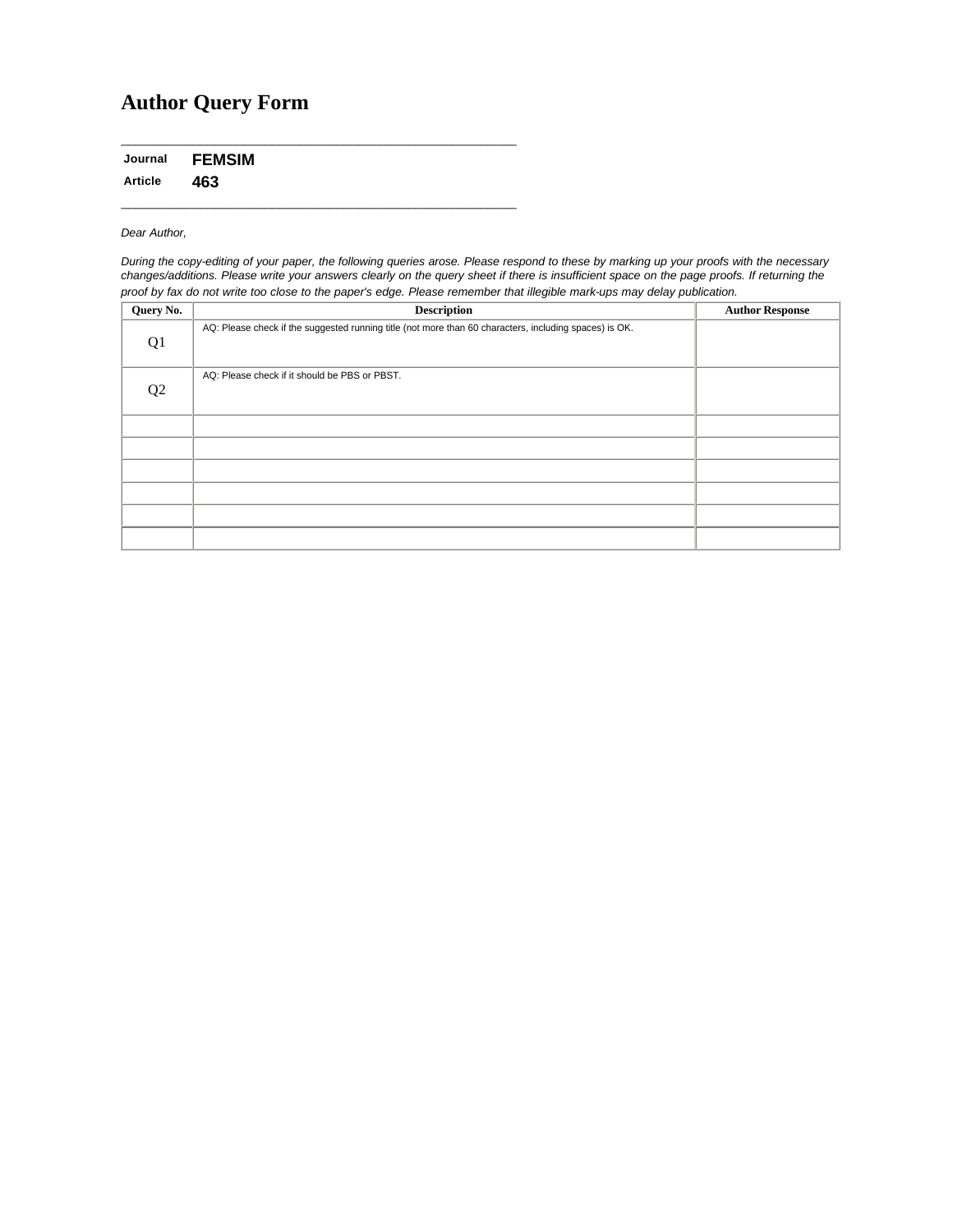# Author Query Form

| | |
|---|---|
| **Journal** | **FEMSIM** |
| **Article** | **463** |

*Dear Author,*

*During the copy-editing of your paper, the following queries arose. Please respond to these by marking up your proofs with the necessary changes/additions. Please write your answers clearly on the query sheet if there is insufficient space on the page proofs. If returning the proof by fax do not write too close to the paper's edge. Please remember that illegible mark-ups may delay publication.*

| Query No. | Description | Author Response |
|---|---|---|
| Q1 | AQ: Please check if the suggested running title (not more than 60 characters, including spaces) is OK. | |
| Q2 | AQ: Please check if it should be PBS or PBST. | |
| | | |
| | | |
| | | |
| | | |
| | | |
| | | |